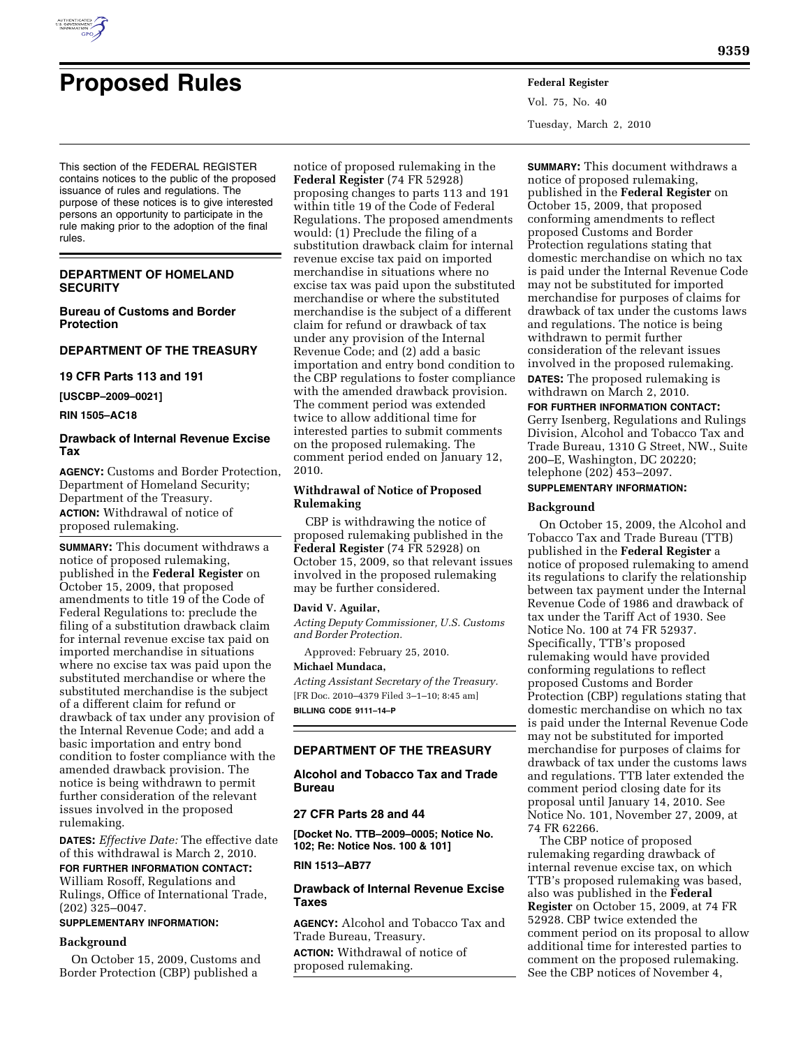# Proposed Rules

This section of the FEDERAL REGISTER contains notices to the public of the proposed issuance of rules and regulations. The purpose of these notices is to give interested persons an opportunity to participate in the rule making prior to the adoption of the final rules.

## DEPARTMENT OF HOMELAND SECURITY

### Bureau of Customs and Border Protection

## DEPARTMENT OF THE TREASURY

### 19 CFR Parts 113 and 191

**[USCBP–2009–0021]**

**RIN 1505–AC18**

### Drawback of Internal Revenue Excise Tax

**AGENCY:** Customs and Border Protection, Department of Homeland Security; Department of the Treasury.

**ACTION:** Withdrawal of notice of proposed rulemaking.

**SUMMARY:** This document withdraws a notice of proposed rulemaking, published in the **Federal Register** on October 15, 2009, that proposed amendments to title 19 of the Code of Federal Regulations to: preclude the filing of a substitution drawback claim for internal revenue excise tax paid on imported merchandise in situations where no excise tax was paid upon the substituted merchandise or where the substituted merchandise is the subject of a different claim for refund or drawback of tax under any provision of the Internal Revenue Code; and add a basic importation and entry bond condition to foster compliance with the amended drawback provision. The notice is being withdrawn to permit further consideration of the relevant issues involved in the proposed rulemaking.

**DATES:** *Effective Date:* The effective date of this withdrawal is March 2, 2010.

**FOR FURTHER INFORMATION CONTACT:** William Rosoff, Regulations and Rulings, Office of International Trade, (202) 325–0047.

**SUPPLEMENTARY INFORMATION:**

**Background**

On October 15, 2009, Customs and Border Protection (CBP) published a notice of proposed rulemaking in the **Federal Register** (74 FR 52928) proposing changes to parts 113 and 191 within title 19 of the Code of Federal Regulations. The proposed amendments would: (1) Preclude the filing of a substitution drawback claim for internal revenue excise tax paid on imported merchandise in situations where no excise tax was paid upon the substituted merchandise or where the substituted merchandise is the subject of a different claim for refund or drawback of tax under any provision of the Internal Revenue Code; and (2) add a basic importation and entry bond condition to the CBP regulations to foster compliance with the amended drawback provision. The comment period was extended twice to allow additional time for interested parties to submit comments on the proposed rulemaking. The comment period ended on January 12, 2010.

**Withdrawal of Notice of Proposed Rulemaking**

CBP is withdrawing the notice of proposed rulemaking published in the **Federal Register** (74 FR 52928) on October 15, 2009, so that relevant issues involved in the proposed rulemaking may be further considered.

**David V. Aguilar,**

*Acting Deputy Commissioner, U.S. Customs and Border Protection.*

Approved: February 25, 2010.

**Michael Mundaca,**

*Acting Assistant Secretary of the Treasury.*

[FR Doc. 2010–4379 Filed 3–1–10; 8:45 am]

**BILLING CODE 9111–14–P**

## DEPARTMENT OF THE TREASURY

### Alcohol and Tobacco Tax and Trade Bureau

### 27 CFR Parts 28 and 44

**[Docket No. TTB–2009–0005; Notice No. 102; Re: Notice Nos. 100 & 101]**

**RIN 1513–AB77**

### Drawback of Internal Revenue Excise Taxes

**AGENCY:** Alcohol and Tobacco Tax and Trade Bureau, Treasury.

**ACTION:** Withdrawal of notice of proposed rulemaking.

**SUMMARY:** This document withdraws a notice of proposed rulemaking, published in the **Federal Register** on October 15, 2009, that proposed conforming amendments to reflect proposed Customs and Border Protection regulations stating that domestic merchandise on which no tax is paid under the Internal Revenue Code may not be substituted for imported merchandise for purposes of claims for drawback of tax under the customs laws and regulations. The notice is being withdrawn to permit further consideration of the relevant issues involved in the proposed rulemaking.

**DATES:** The proposed rulemaking is withdrawn on March 2, 2010.

**FOR FURTHER INFORMATION CONTACT:** Gerry Isenberg, Regulations and Rulings Division, Alcohol and Tobacco Tax and Trade Bureau, 1310 G Street, NW., Suite 200–E, Washington, DC 20220; telephone (202) 453–2097.

**SUPPLEMENTARY INFORMATION:**

**Background**

On October 15, 2009, the Alcohol and Tobacco Tax and Trade Bureau (TTB) published in the **Federal Register** a notice of proposed rulemaking to amend its regulations to clarify the relationship between tax payment under the Internal Revenue Code of 1986 and drawback of tax under the Tariff Act of 1930. See Notice No. 100 at 74 FR 52937. Specifically, TTB's proposed rulemaking would have provided conforming regulations to reflect proposed Customs and Border Protection (CBP) regulations stating that domestic merchandise on which no tax is paid under the Internal Revenue Code may not be substituted for imported merchandise for purposes of claims for drawback of tax under the customs laws and regulations. TTB later extended the comment period closing date for its proposal until January 14, 2010. See Notice No. 101, November 27, 2009, at 74 FR 62266.

The CBP notice of proposed rulemaking regarding drawback of internal revenue excise tax, on which TTB's proposed rulemaking was based, also was published in the **Federal Register** on October 15, 2009, at 74 FR 52928. CBP twice extended the comment period on its proposal to allow additional time for interested parties to comment on the proposed rulemaking. See the CBP notices of November 4,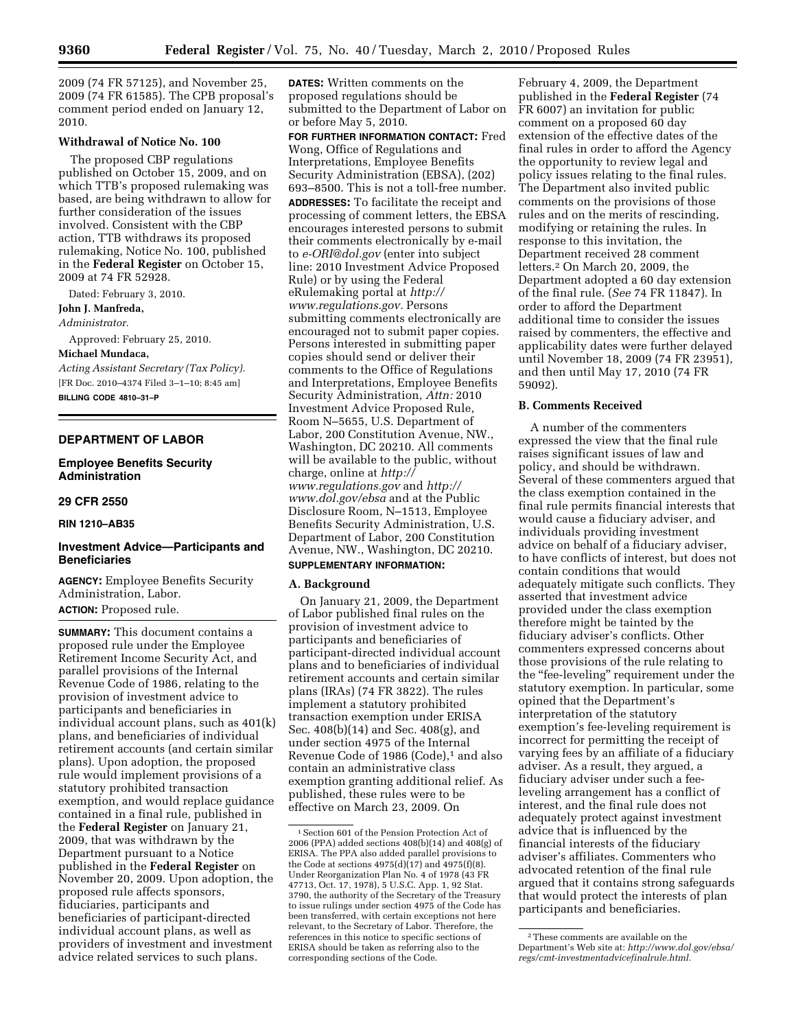2009 (74 FR 57125), and November 25, 2009 (74 FR 61585). The CPB proposal's comment period ended on January 12, 2010.

### Withdrawal of Notice No. 100

The proposed CBP regulations published on October 15, 2009, and on which TTB's proposed rulemaking was based, are being withdrawn to allow for further consideration of the issues involved. Consistent with the CBP action, TTB withdraws its proposed rulemaking, Notice No. 100, published in the **Federal Register** on October 15, 2009 at 74 FR 52928.

Dated: February 3, 2010.

**John J. Manfreda,**

*Administrator.*

Approved: February 25, 2010.

**Michael Mundaca,**

*Acting Assistant Secretary (Tax Policy).*

[FR Doc. 2010–4374 Filed 3–1–10; 8:45 am]

**BILLING CODE 4810–31–P**

---

## DEPARTMENT OF LABOR

### Employee Benefits Security Administration

### 29 CFR 2550

### RIN 1210–AB35

### Investment Advice—Participants and Beneficiaries

**AGENCY:** Employee Benefits Security Administration, Labor.

**ACTION:** Proposed rule.

**SUMMARY:** This document contains a proposed rule under the Employee Retirement Income Security Act, and parallel provisions of the Internal Revenue Code of 1986, relating to the provision of investment advice to participants and beneficiaries in individual account plans, such as 401(k) plans, and beneficiaries of individual retirement accounts (and certain similar plans). Upon adoption, the proposed rule would implement provisions of a statutory prohibited transaction exemption, and would replace guidance contained in a final rule, published in the **Federal Register** on January 21, 2009, that was withdrawn by the Department pursuant to a Notice published in the **Federal Register** on November 20, 2009. Upon adoption, the proposed rule affects sponsors, fiduciaries, participants and beneficiaries of participant-directed individual account plans, as well as providers of investment and investment advice related services to such plans.

**DATES:** Written comments on the proposed regulations should be submitted to the Department of Labor on or before May 5, 2010.

**FOR FURTHER INFORMATION CONTACT:** Fred Wong, Office of Regulations and Interpretations, Employee Benefits Security Administration (EBSA), (202) 693–8500. This is not a toll-free number.

**ADDRESSES:** To facilitate the receipt and processing of comment letters, the EBSA encourages interested persons to submit their comments electronically by e-mail to *e-ORI@dol.gov* (enter into subject line: 2010 Investment Advice Proposed Rule) or by using the Federal eRulemaking portal at *http://www.regulations.gov.* Persons submitting comments electronically are encouraged not to submit paper copies. Persons interested in submitting paper copies should send or deliver their comments to the Office of Regulations and Interpretations, Employee Benefits Security Administration, *Attn:* 2010 Investment Advice Proposed Rule, Room N–5655, U.S. Department of Labor, 200 Constitution Avenue, NW., Washington, DC 20210. All comments will be available to the public, without charge, online at *http://www.regulations.gov* and *http://www.dol.gov/ebsa* and at the Public Disclosure Room, N–1513, Employee Benefits Security Administration, U.S. Department of Labor, 200 Constitution Avenue, NW., Washington, DC 20210.

**SUPPLEMENTARY INFORMATION:**

### A. Background

On January 21, 2009, the Department of Labor published final rules on the provision of investment advice to participants and beneficiaries of participant-directed individual account plans and to beneficiaries of individual retirement accounts and certain similar plans (IRAs) (74 FR 3822). The rules implement a statutory prohibited transaction exemption under ERISA Sec. 408(b)(14) and Sec. 408(g), and under section 4975 of the Internal Revenue Code of 1986 (Code),[1] and also contain an administrative class exemption granting additional relief. As published, these rules were to be effective on March 23, 2009. On February 4, 2009, the Department published in the **Federal Register** (74 FR 6007) an invitation for public comment on a proposed 60 day extension of the effective dates of the final rules in order to afford the Agency the opportunity to review legal and policy issues relating to the final rules. The Department also invited public comments on the provisions of those rules and on the merits of rescinding, modifying or retaining the rules. In response to this invitation, the Department received 28 comment letters.[2] On March 20, 2009, the Department adopted a 60 day extension of the final rule. (*See* 74 FR 11847). In order to afford the Department additional time to consider the issues raised by commenters, the effective and applicability dates were further delayed until November 18, 2009 (74 FR 23951), and then until May 17, 2010 (74 FR 59092).

### B. Comments Received

A number of the commenters expressed the view that the final rule raises significant issues of law and policy, and should be withdrawn. Several of these commenters argued that the class exemption contained in the final rule permits financial interests that would cause a fiduciary adviser, and individuals providing investment advice on behalf of a fiduciary adviser, to have conflicts of interest, but does not contain conditions that would adequately mitigate such conflicts. They asserted that investment advice provided under the class exemption therefore might be tainted by the fiduciary adviser's conflicts. Other commenters expressed concerns about those provisions of the rule relating to the "fee-leveling" requirement under the statutory exemption. In particular, some opined that the Department's interpretation of the statutory exemption's fee-leveling requirement is incorrect for permitting the receipt of varying fees by an affiliate of a fiduciary adviser. As a result, they argued, a fiduciary adviser under such a fee-leveling arrangement has a conflict of interest, and the final rule does not adequately protect against investment advice that is influenced by the financial interests of the fiduciary adviser's affiliates. Commenters who advocated retention of the final rule argued that it contains strong safeguards that would protect the interests of plan participants and beneficiaries.

---

[1] Section 601 of the Pension Protection Act of 2006 (PPA) added sections 408(b)(14) and 408(g) of ERISA. The PPA also added parallel provisions to the Code at sections 4975(d)(17) and 4975(f)(8). Under Reorganization Plan No. 4 of 1978 (43 FR 47713, Oct. 17, 1978), 5 U.S.C. App. 1, 92 Stat. 3790, the authority of the Secretary of the Treasury to issue rulings under section 4975 of the Code has been transferred, with certain exceptions not here relevant, to the Secretary of Labor. Therefore, the references in this notice to specific sections of ERISA should be taken as referring also to the corresponding sections of the Code.

[2] These comments are available on the Department's Web site at: *http://www.dol.gov/ebsa/regs/cmt-investmentadvicefinalrule.html.*